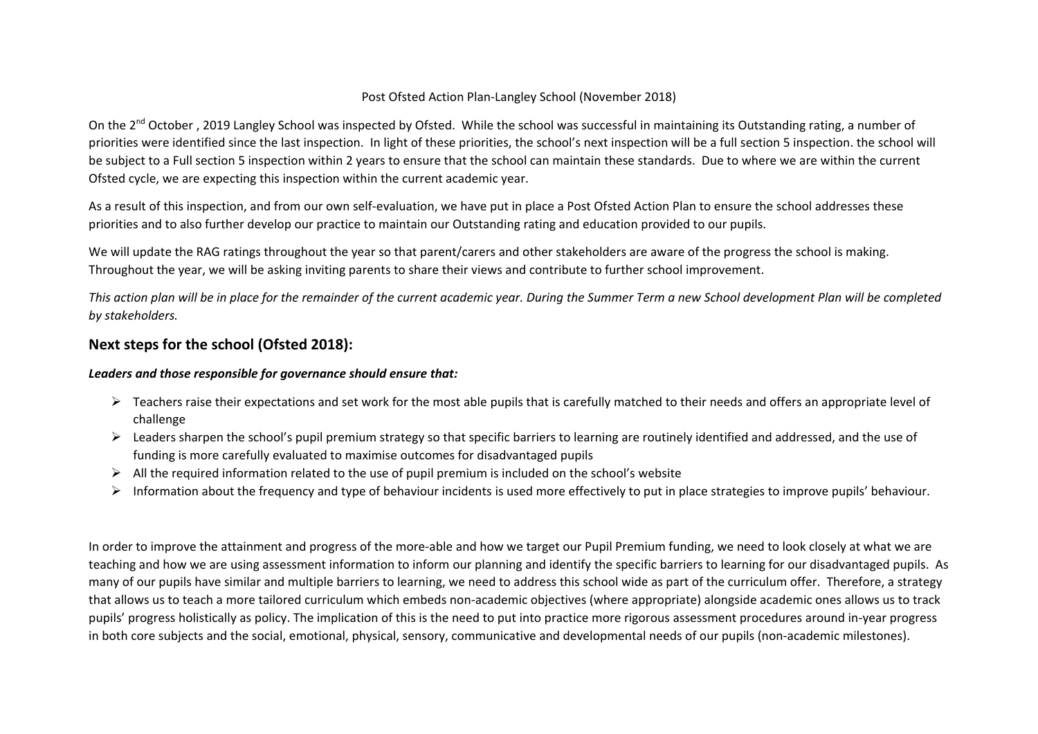Post Ofsted Action Plan-Langley School (November 2018)

On the 2nd October , 2019 Langley School was inspected by Ofsted. While the school was successful in maintaining its Outstanding rating, a number of priorities were identified since the last inspection. In light of these priorities, the school's next inspection will be a full section 5 inspection. the school will be subject to a Full section 5 inspection within 2 years to ensure that the school can maintain these standards. Due to where we are within the current Ofsted cycle, we are expecting this inspection within the current academic year.

As a result of this inspection, and from our own self-evaluation, we have put in place a Post Ofsted Action Plan to ensure the school addresses these priorities and to also further develop our practice to maintain our Outstanding rating and education provided to our pupils.

We will update the RAG ratings throughout the year so that parent/carers and other stakeholders are aware of the progress the school is making. Throughout the year, we will be asking inviting parents to share their views and contribute to further school improvement.

*This action plan will be in place for the remainder of the current academic year. During the Summer Term a new School development Plan will be completed by stakeholders.*

## Next steps for the school (Ofsted 2018):

***Leaders and those responsible for governance should ensure that:***

- Teachers raise their expectations and set work for the most able pupils that is carefully matched to their needs and offers an appropriate level of challenge
- Leaders sharpen the school's pupil premium strategy so that specific barriers to learning are routinely identified and addressed, and the use of funding is more carefully evaluated to maximise outcomes for disadvantaged pupils
- All the required information related to the use of pupil premium is included on the school's website
- Information about the frequency and type of behaviour incidents is used more effectively to put in place strategies to improve pupils' behaviour.

In order to improve the attainment and progress of the more-able and how we target our Pupil Premium funding, we need to look closely at what we are teaching and how we are using assessment information to inform our planning and identify the specific barriers to learning for our disadvantaged pupils. As many of our pupils have similar and multiple barriers to learning, we need to address this school wide as part of the curriculum offer. Therefore, a strategy that allows us to teach a more tailored curriculum which embeds non-academic objectives (where appropriate) alongside academic ones allows us to track pupils' progress holistically as policy. The implication of this is the need to put into practice more rigorous assessment procedures around in-year progress in both core subjects and the social, emotional, physical, sensory, communicative and developmental needs of our pupils (non-academic milestones).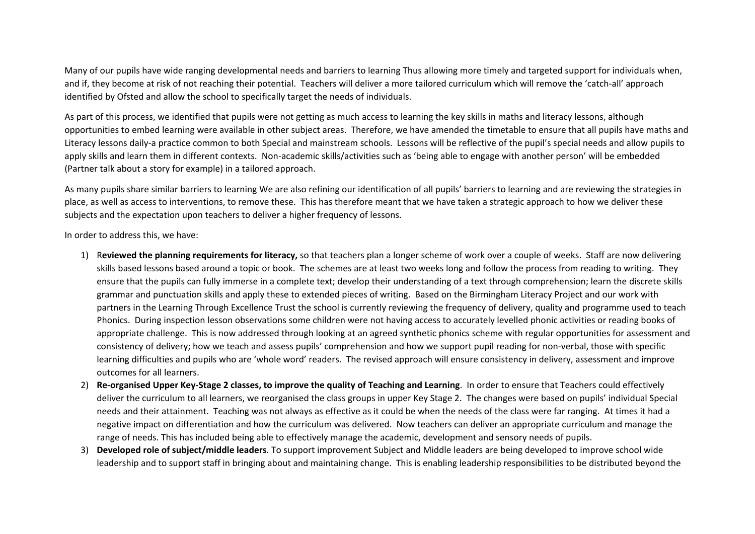Many of our pupils have wide ranging developmental needs and barriers to learning Thus allowing more timely and targeted support for individuals when, and if, they become at risk of not reaching their potential. Teachers will deliver a more tailored curriculum which will remove the 'catch-all' approach identified by Ofsted and allow the school to specifically target the needs of individuals.

As part of this process, we identified that pupils were not getting as much access to learning the key skills in maths and literacy lessons, although opportunities to embed learning were available in other subject areas. Therefore, we have amended the timetable to ensure that all pupils have maths and Literacy lessons daily-a practice common to both Special and mainstream schools. Lessons will be reflective of the pupil's special needs and allow pupils to apply skills and learn them in different contexts. Non-academic skills/activities such as 'being able to engage with another person' will be embedded (Partner talk about a story for example) in a tailored approach.

As many pupils share similar barriers to learning We are also refining our identification of all pupils' barriers to learning and are reviewing the strategies in place, as well as access to interventions, to remove these. This has therefore meant that we have taken a strategic approach to how we deliver these subjects and the expectation upon teachers to deliver a higher frequency of lessons.

In order to address this, we have:

1) R**eviewed the planning requirements for literacy,** so that teachers plan a longer scheme of work over a couple of weeks. Staff are now delivering skills based lessons based around a topic or book. The schemes are at least two weeks long and follow the process from reading to writing. They ensure that the pupils can fully immerse in a complete text; develop their understanding of a text through comprehension; learn the discrete skills grammar and punctuation skills and apply these to extended pieces of writing. Based on the Birmingham Literacy Project and our work with partners in the Learning Through Excellence Trust the school is currently reviewing the frequency of delivery, quality and programme used to teach Phonics. During inspection lesson observations some children were not having access to accurately levelled phonic activities or reading books of appropriate challenge. This is now addressed through looking at an agreed synthetic phonics scheme with regular opportunities for assessment and consistency of delivery; how we teach and assess pupils' comprehension and how we support pupil reading for non-verbal, those with specific learning difficulties and pupils who are 'whole word' readers. The revised approach will ensure consistency in delivery, assessment and improve outcomes for all learners.
2) **Re-organised Upper Key-Stage 2 classes, to improve the quality of Teaching and Learning**. In order to ensure that Teachers could effectively deliver the curriculum to all learners, we reorganised the class groups in upper Key Stage 2. The changes were based on pupils' individual Special needs and their attainment. Teaching was not always as effective as it could be when the needs of the class were far ranging. At times it had a negative impact on differentiation and how the curriculum was delivered. Now teachers can deliver an appropriate curriculum and manage the range of needs. This has included being able to effectively manage the academic, development and sensory needs of pupils.
3) **Developed role of subject/middle leaders**. To support improvement Subject and Middle leaders are being developed to improve school wide leadership and to support staff in bringing about and maintaining change. This is enabling leadership responsibilities to be distributed beyond the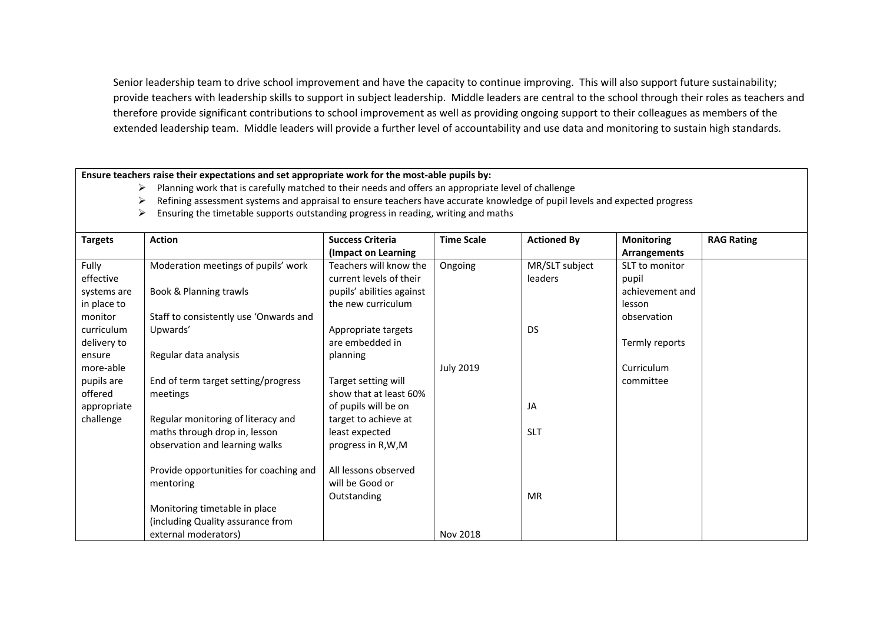Senior leadership team to drive school improvement and have the capacity to continue improving. This will also support future sustainability; provide teachers with leadership skills to support in subject leadership. Middle leaders are central to the school through their roles as teachers and therefore provide significant contributions to school improvement as well as providing ongoing support to their colleagues as members of the extended leadership team. Middle leaders will provide a further level of accountability and use data and monitoring to sustain high standards.

**Ensure teachers raise their expectations and set appropriate work for the most-able pupils by:**

- Planning work that is carefully matched to their needs and offers an appropriate level of challenge
- Refining assessment systems and appraisal to ensure teachers have accurate knowledge of pupil levels and expected progress
- Ensuring the timetable supports outstanding progress in reading, writing and maths

| Targets | Action | Success Criteria (Impact on Learning | Time Scale | Actioned By | Monitoring Arrangements | RAG Rating |
|---|---|---|---|---|---|---|
| Fully effective systems are in place to monitor curriculum delivery to ensure more-able pupils are offered appropriate challenge | Moderation meetings of pupils' work<br><br>Book & Planning trawls<br><br>Staff to consistently use 'Onwards and Upwards'<br><br>Regular data analysis<br><br>End of term target setting/progress meetings<br><br>Regular monitoring of literacy and maths through drop in, lesson observation and learning walks<br><br>Provide opportunities for coaching and mentoring<br><br>Monitoring timetable in place (including Quality assurance from external moderators) | Teachers will know the current levels of their pupils' abilities against the new curriculum<br><br>Appropriate targets are embedded in planning<br><br>Target setting will show that at least 60% of pupils will be on target to achieve at least expected progress in R,W,M<br><br>All lessons observed will be Good or Outstanding | Ongoing<br><br>July 2019<br><br>Nov 2018 | MR/SLT subject leaders<br><br>DS<br><br>JA<br><br>SLT<br><br>MR | SLT to monitor pupil achievement and lesson observation<br><br>Termly reports<br><br>Curriculum committee | |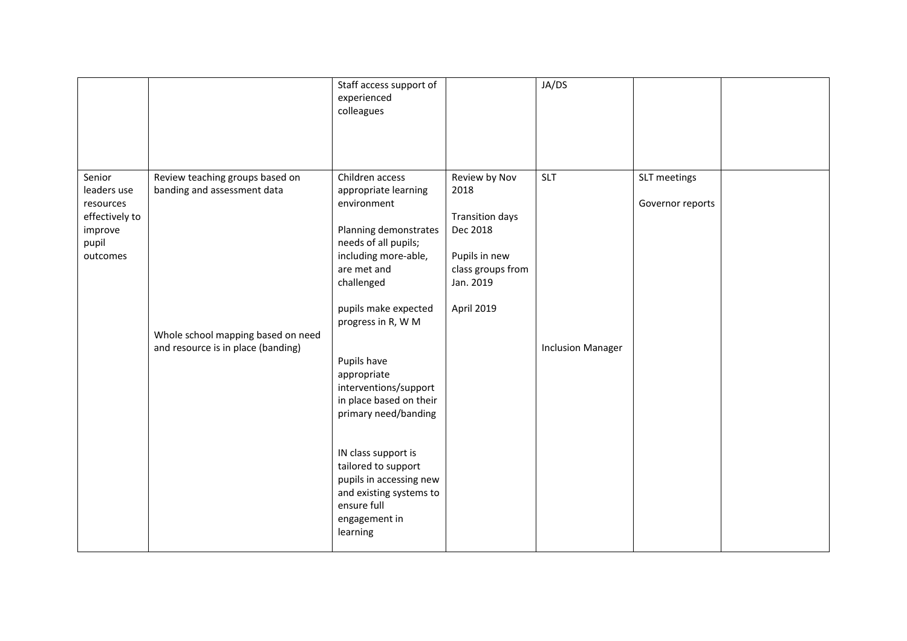| | | | | | | |
|---|---|---|---|---|---|---|
| | | Staff access support of experienced colleagues | | JA/DS | | |
| Senior leaders use resources effectively to improve pupil outcomes | Review teaching groups based on banding and assessment data<br><br>Whole school mapping based on need and resource is in place (banding) | Children access appropriate learning environment<br><br>Planning demonstrates needs of all pupils; including more-able, are met and challenged<br><br>pupils make expected progress in R, W M<br><br>Pupils have appropriate interventions/support in place based on their primary need/banding<br><br>IN class support is tailored to support pupils in accessing new and existing systems to ensure full engagement in learning | Review by Nov 2018<br><br>Transition days Dec 2018<br><br>Pupils in new class groups from Jan. 2019<br><br>April 2019 | SLT<br><br>Inclusion Manager | SLT meetings<br><br>Governor reports | |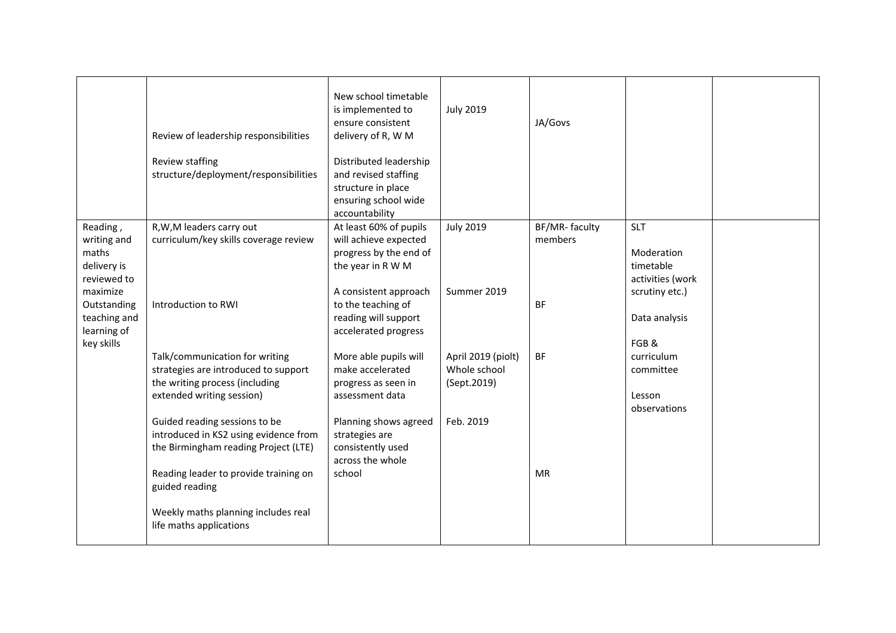| | | | | | | |
|---|---|---|---|---|---|---|
| | Review of leadership responsibilities<br><br>Review staffing structure/deployment/responsibilities | New school timetable is implemented to ensure consistent delivery of R, W M<br><br>Distributed leadership and revised staffing structure in place ensuring school wide accountability | July 2019 | JA/Govs | | |
| Reading , writing and maths delivery is reviewed to maximize Outstanding teaching and learning of key skills | R,W,M leaders carry out curriculum/key skills coverage review<br><br>Introduction to RWI<br><br>Talk/communication for writing strategies are introduced to support the writing process (including extended writing session)<br><br>Guided reading sessions to be introduced in KS2 using evidence from the Birmingham reading Project (LTE)<br><br>Reading leader to provide training on guided reading<br><br>Weekly maths planning includes real life maths applications | At least 60% of pupils will achieve expected progress by the end of the year in R W M<br><br>A consistent approach to the teaching of reading will support accelerated progress<br><br>More able pupils will make accelerated progress as seen in assessment data<br><br>Planning shows agreed strategies are consistently used across the whole school | July 2019<br><br>Summer 2019<br><br>April 2019 (piolt) Whole school (Sept.2019)<br><br>Feb. 2019 | BF/MR- faculty members<br><br>BF<br><br>BF<br><br>MR | SLT<br><br>Moderation timetable activities (work scrutiny etc.)<br><br>Data analysis<br><br>FGB & curriculum committee<br><br>Lesson observations | |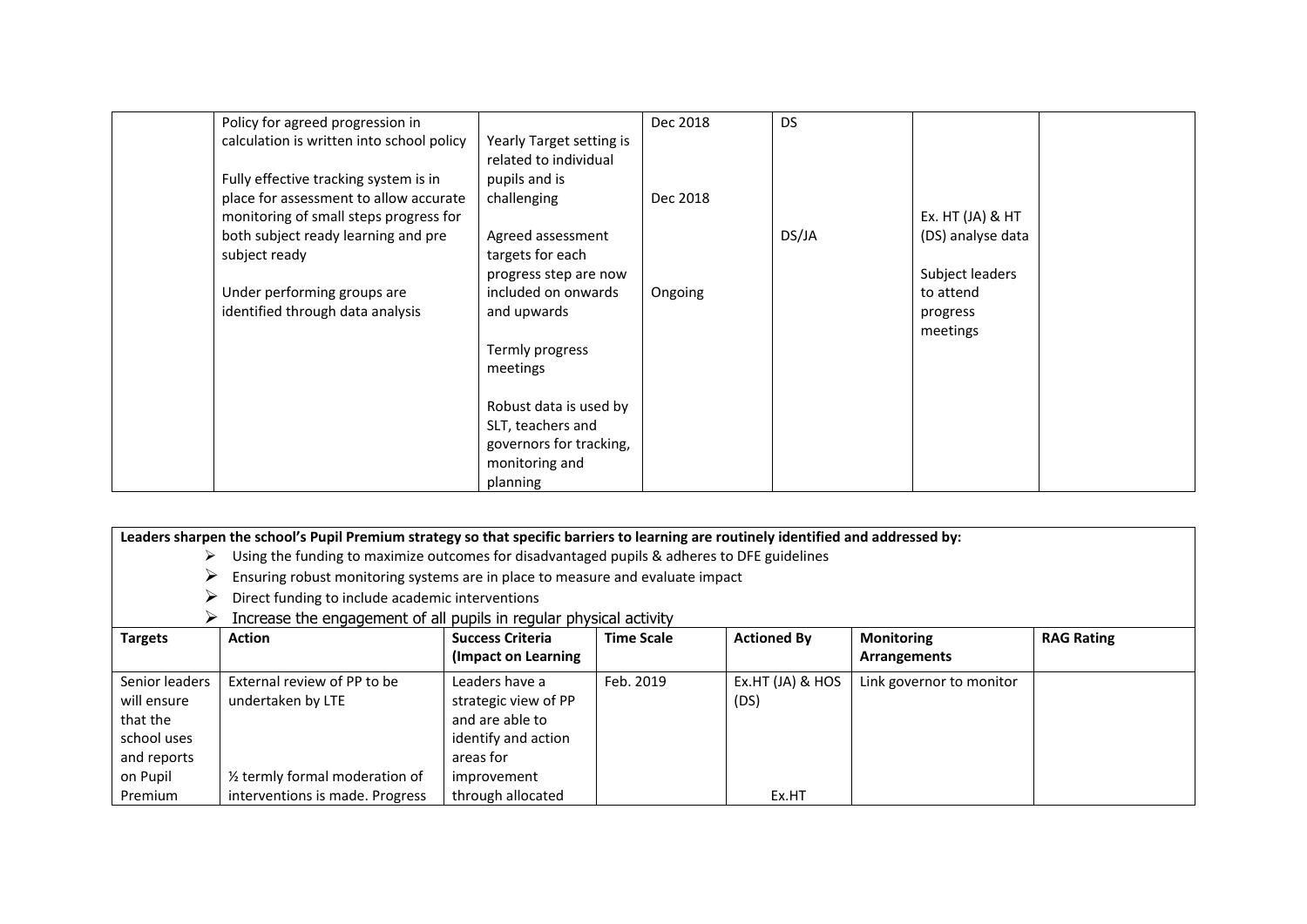| | | | | | | |
|---|---|---|---|---|---|---|
| | Policy for agreed progression in calculation is written into school policy<br><br>Fully effective tracking system is in place for assessment to allow accurate monitoring of small steps progress for both subject ready learning and pre subject ready<br><br>Under performing groups are identified through data analysis | Yearly Target setting is related to individual pupils and is challenging<br><br>Agreed assessment targets for each progress step are now included on onwards and upwards<br><br>Termly progress meetings<br><br>Robust data is used by SLT, teachers and governors for tracking, monitoring and planning | Dec 2018<br><br>Dec 2018<br><br>Ongoing | DS<br><br>DS/JA | Ex. HT (JA) & HT (DS) analyse data<br><br>Subject leaders to attend progress meetings | |

**Leaders sharpen the school's Pupil Premium strategy so that specific barriers to learning are routinely identified and addressed by:**

- Using the funding to maximize outcomes for disadvantaged pupils & adheres to DFE guidelines
- Ensuring robust monitoring systems are in place to measure and evaluate impact
- Direct funding to include academic interventions
- Increase the engagement of all pupils in regular physical activity

| Targets | Action | Success Criteria (Impact on Learning | Time Scale | Actioned By | Monitoring Arrangements | RAG Rating |
|---|---|---|---|---|---|---|
| Senior leaders will ensure that the school uses and reports on Pupil Premium | External review of PP to be undertaken by LTE<br><br>½ termly formal moderation of interventions is made. Progress | Leaders have a strategic view of PP and are able to identify and action areas for improvement through allocated | Feb. 2019 | Ex.HT (JA) & HOS (DS)<br><br>Ex.HT | Link governor to monitor | |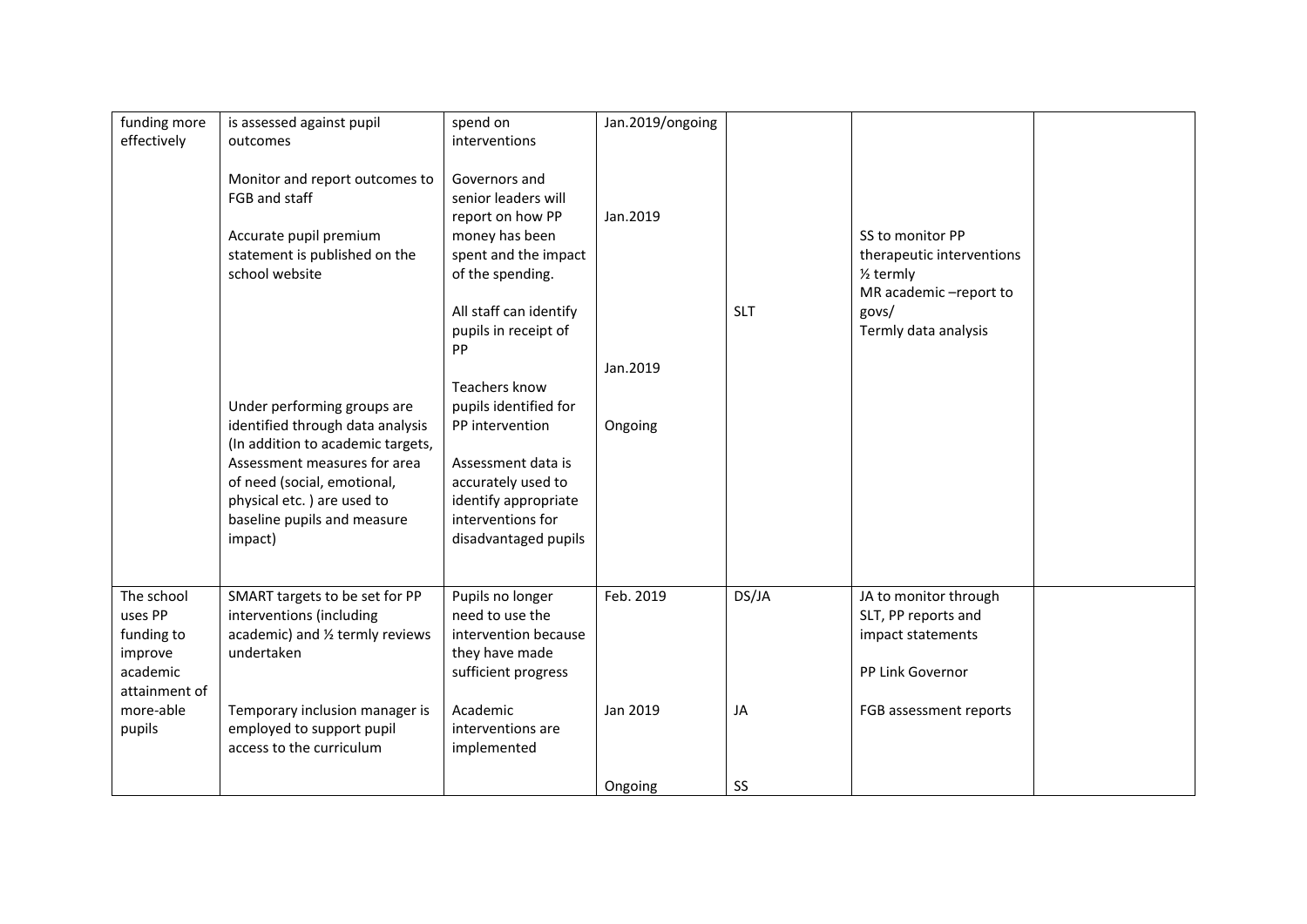| | | | | | | |
|---|---|---|---|---|---|---|
| funding more effectively | is assessed against pupil outcomes<br><br>Monitor and report outcomes to FGB and staff<br><br>Accurate pupil premium statement is published on the school website<br><br>Under performing groups are identified through data analysis (In addition to academic targets, Assessment measures for area of need (social, emotional, physical etc. ) are used to baseline pupils and measure impact) | spend on interventions<br><br>Governors and senior leaders will report on how PP money has been spent and the impact of the spending.<br><br>All staff can identify pupils in receipt of PP<br><br>Teachers know pupils identified for PP intervention<br><br>Assessment data is accurately used to identify appropriate interventions for disadvantaged pupils | Jan.2019/ongoing<br><br>Jan.2019<br><br>Jan.2019<br><br>Ongoing | SLT | SS to monitor PP therapeutic interventions ½ termly<br>MR academic –report to govs/<br>Termly data analysis | |
| The school uses PP funding to improve academic attainment of more-able pupils | SMART targets to be set for PP interventions (including academic) and ½ termly reviews undertaken<br><br>Temporary inclusion manager is employed to support pupil access to the curriculum | Pupils no longer need to use the intervention because they have made sufficient progress<br><br>Academic interventions are implemented | Feb. 2019<br><br>Jan 2019<br><br>Ongoing | DS/JA<br><br>JA<br><br>SS | JA to monitor through SLT, PP reports and impact statements<br><br>PP Link Governor<br><br>FGB assessment reports | |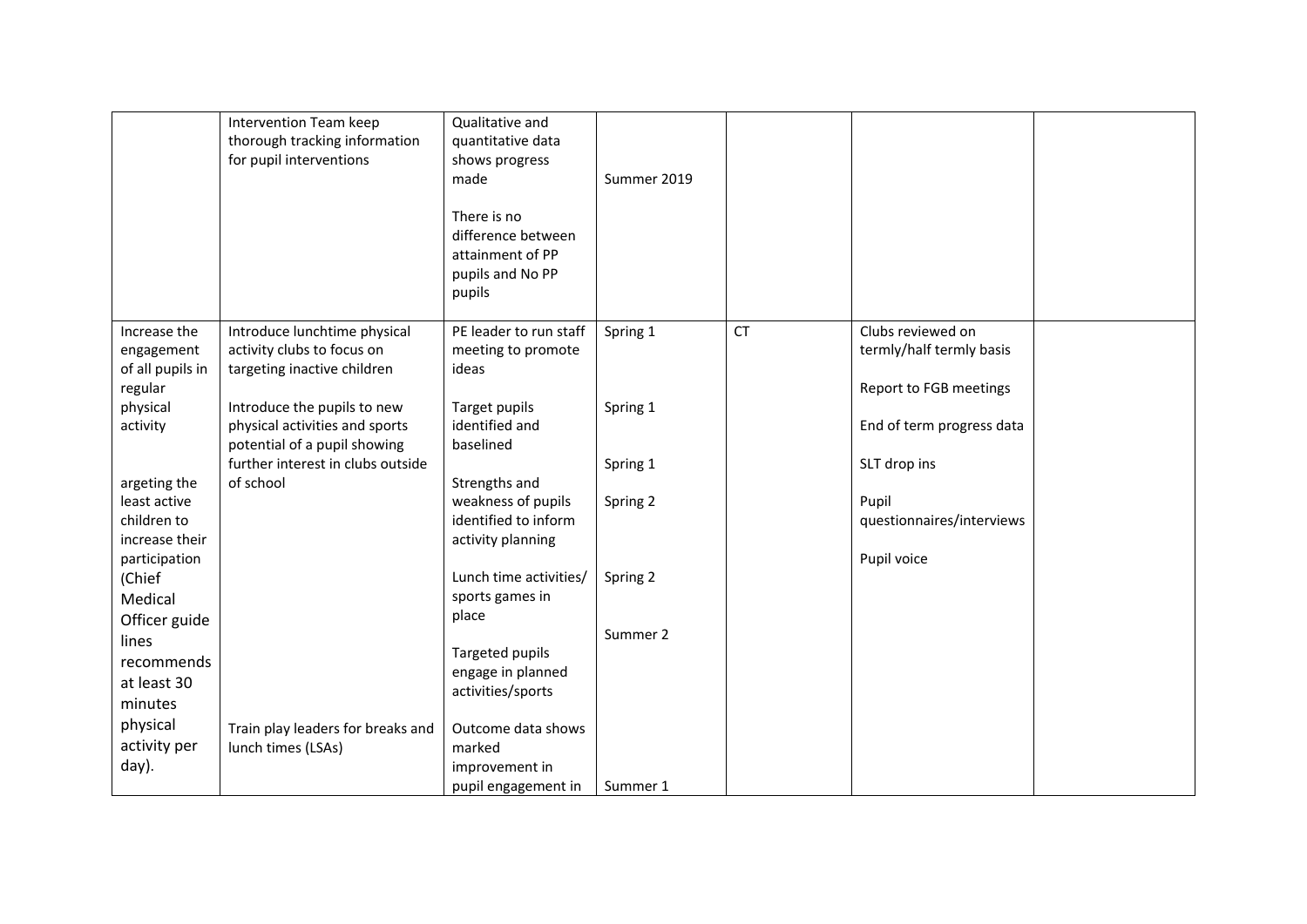| | | | | | | |
|---|---|---|---|---|---|---|
| | Intervention Team keep thorough tracking information for pupil interventions | Qualitative and quantitative data shows progress made<br><br>There is no difference between attainment of PP pupils and No PP pupils | Summer 2019 | | | |
| Increase the engagement of all pupils in regular physical activity<br><br>argeting the least active children to increase their participation (Chief Medical Officer guide lines recommends at least 30 minutes physical activity per day). | Introduce lunchtime physical activity clubs to focus on targeting inactive children<br><br>Introduce the pupils to new physical activities and sports potential of a pupil showing further interest in clubs outside of school<br><br>Train play leaders for breaks and lunch times (LSAs) | PE leader to run staff meeting to promote ideas<br><br>Target pupils identified and baselined<br><br>Strengths and weakness of pupils identified to inform activity planning<br><br>Lunch time activities/ sports games in place<br><br>Targeted pupils engage in planned activities/sports<br><br>Outcome data shows marked improvement in pupil engagement in | Spring 1<br><br>Spring 1<br><br>Spring 1<br><br>Spring 2<br><br>Spring 2<br><br>Summer 2<br><br>Summer 1 | CT | Clubs reviewed on termly/half termly basis<br><br>Report to FGB meetings<br><br>End of term progress data<br><br>SLT drop ins<br><br>Pupil questionnaires/interviews<br><br>Pupil voice | |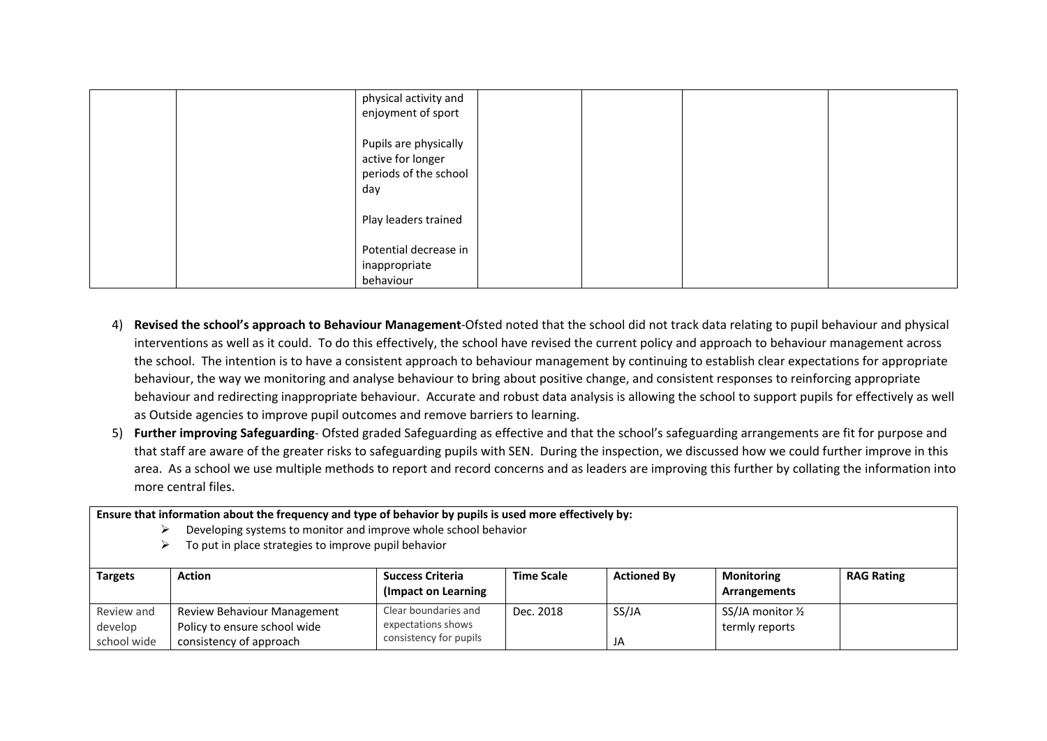| | | physical activity and enjoyment of sport<br><br>Pupils are physically active for longer periods of the school day<br><br>Play leaders trained<br><br>Potential decrease in inappropriate behaviour | | | | |
|---|---|---|---|---|---|---|

4) **Revised the school's approach to Behaviour Management**-Ofsted noted that the school did not track data relating to pupil behaviour and physical interventions as well as it could. To do this effectively, the school have revised the current policy and approach to behaviour management across the school. The intention is to have a consistent approach to behaviour management by continuing to establish clear expectations for appropriate behaviour, the way we monitoring and analyse behaviour to bring about positive change, and consistent responses to reinforcing appropriate behaviour and redirecting inappropriate behaviour. Accurate and robust data analysis is allowing the school to support pupils for effectively as well as Outside agencies to improve pupil outcomes and remove barriers to learning.
5) **Further improving Safeguarding**- Ofsted graded Safeguarding as effective and that the school's safeguarding arrangements are fit for purpose and that staff are aware of the greater risks to safeguarding pupils with SEN. During the inspection, we discussed how we could further improve in this area. As a school we use multiple methods to report and record concerns and as leaders are improving this further by collating the information into more central files.

**Ensure that information about the frequency and type of behavior by pupils is used more effectively by:**

- Developing systems to monitor and improve whole school behavior
- To put in place strategies to improve pupil behavior

| Targets | Action | Success Criteria (Impact on Learning | Time Scale | Actioned By | Monitoring Arrangements | RAG Rating |
|---|---|---|---|---|---|---|
| Review and develop school wide | Review Behaviour Management Policy to ensure school wide consistency of approach | Clear boundaries and expectations shows consistency for pupils | Dec. 2018 | SS/JA<br><br>JA | SS/JA monitor ½ termly reports | |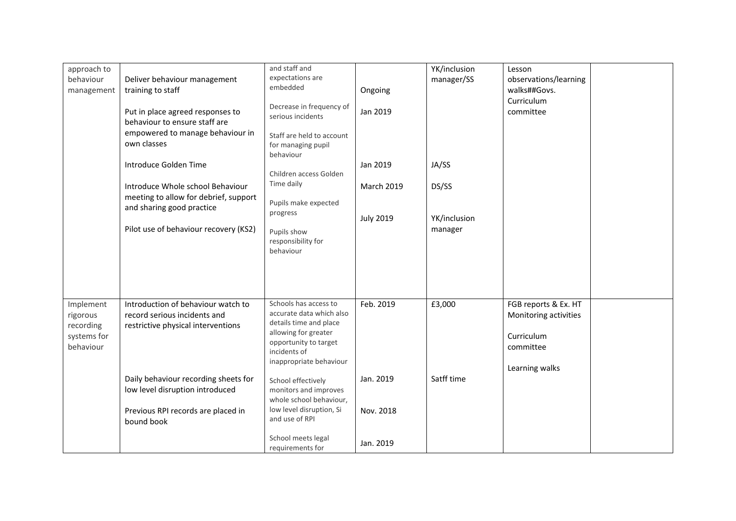| | | | | | | |
|---|---|---|---|---|---|---|
| approach to behaviour management | Deliver behaviour management training to staff<br><br>Put in place agreed responses to behaviour to ensure staff are empowered to manage behaviour in own classes<br><br>Introduce Golden Time<br><br>Introduce Whole school Behaviour meeting to allow for debrief, support and sharing good practice<br><br>Pilot use of behaviour recovery (KS2) | and staff and expectations are embedded<br><br>Decrease in frequency of serious incidents<br><br>Staff are held to account for managing pupil behaviour<br><br>Children access Golden Time daily<br><br>Pupils make expected progress<br><br>Pupils show responsibility for behaviour | Ongoing<br><br>Jan 2019<br><br>Jan 2019<br><br>March 2019<br><br>July 2019 | YK/inclusion manager/SS<br><br>JA/SS<br><br>DS/SS<br><br>YK/inclusion manager | Lesson observations/learning walks##Govs. Curriculum committee | |
| Implement rigorous recording systems for behaviour | Introduction of behaviour watch to record serious incidents and restrictive physical interventions<br><br>Daily behaviour recording sheets for low level disruption introduced<br><br>Previous RPI records are placed in bound book | Schools has access to accurate data which also details time and place allowing for greater opportunity to target incidents of inappropriate behaviour<br><br>School effectively monitors and improves whole school behaviour, low level disruption, Si and use of RPI<br><br>School meets legal requirements for | Feb. 2019<br><br>Jan. 2019<br><br>Nov. 2018<br><br>Jan. 2019 | £3,000<br><br>Satff time | FGB reports & Ex. HT Monitoring activities<br><br>Curriculum committee<br><br>Learning walks | |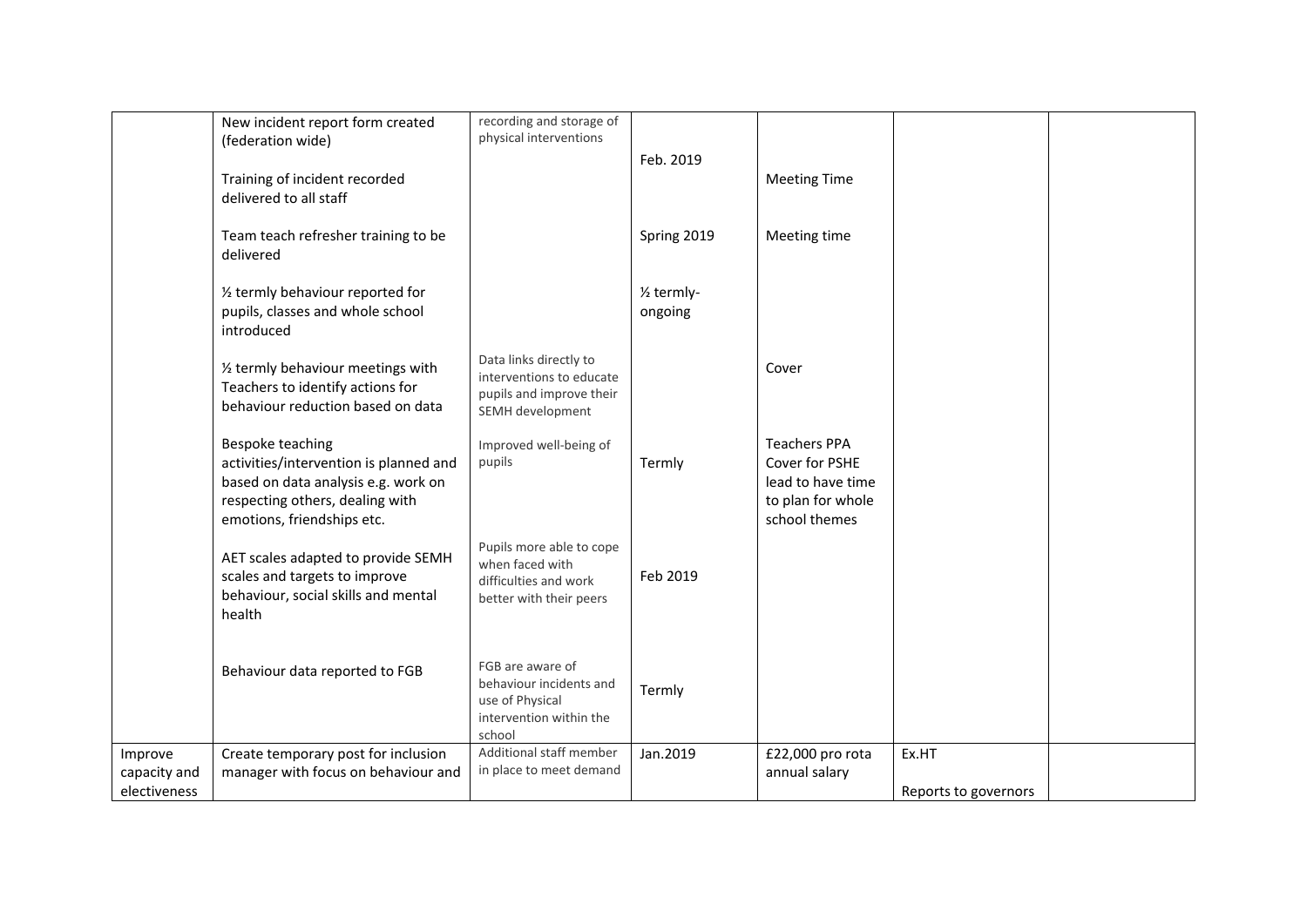| | | | | | | |
|---|---|---|---|---|---|---|
| | New incident report form created (federation wide)<br><br>Training of incident recorded delivered to all staff | recording and storage of physical interventions | Feb. 2019 | Meeting Time | | |
| | Team teach refresher training to be delivered | | Spring 2019 | Meeting time | | |
| | ½ termly behaviour reported for pupils, classes and whole school introduced | | ½ termly-ongoing | | | |
| | ½ termly behaviour meetings with Teachers to identify actions for behaviour reduction based on data | Data links directly to interventions to educate pupils and improve their SEMH development | | Cover | | |
| | Bespoke teaching activities/intervention is planned and based on data analysis e.g. work on respecting others, dealing with emotions, friendships etc. | Improved well-being of pupils | Termly | Teachers PPA Cover for PSHE lead to have time to plan for whole school themes | | |
| | AET scales adapted to provide SEMH scales and targets to improve behaviour, social skills and mental health | Pupils more able to cope when faced with difficulties and work better with their peers | Feb 2019 | | | |
| | Behaviour data reported to FGB | FGB are aware of behaviour incidents and use of Physical intervention within the school | Termly | | | |
| Improve capacity and electiveness | Create temporary post for inclusion manager with focus on behaviour and | Additional staff member in place to meet demand | Jan.2019 | £22,000 pro rota annual salary | Ex.HT<br><br>Reports to governors | |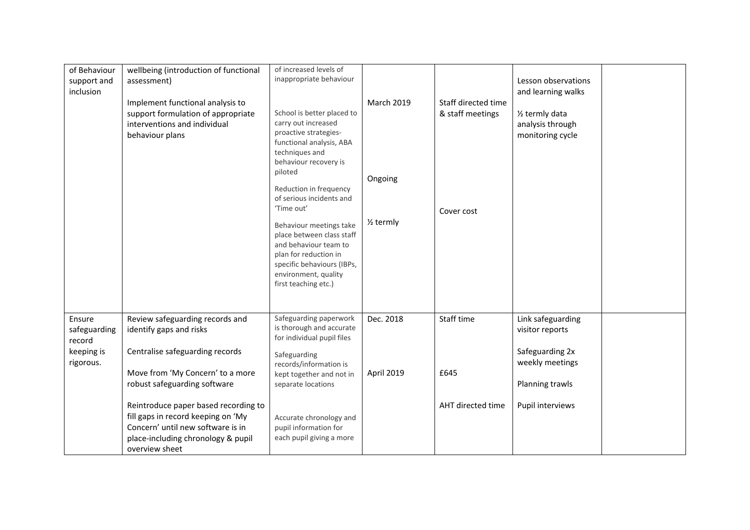| of Behaviour support and inclusion | wellbeing (introduction of functional assessment)<br><br>Implement functional analysis to support formulation of appropriate interventions and individual behaviour plans | of increased levels of inappropriate behaviour<br><br>School is better placed to carry out increased proactive strategies- functional analysis, ABA techniques and behaviour recovery is piloted<br><br>Reduction in frequency of serious incidents and 'Time out'<br><br>Behaviour meetings take place between class staff and behaviour team to plan for reduction in specific behaviours (IBPs, environment, quality first teaching etc.) | March 2019<br><br>Ongoing<br><br>½ termly | Staff directed time & staff meetings<br><br>Cover cost | Lesson observations and learning walks<br><br>½ termly data analysis through monitoring cycle | |
|---|---|---|---|---|---|---|
| Ensure safeguarding record keeping is rigorous. | Review safeguarding records and identify gaps and risks<br><br>Centralise safeguarding records<br><br>Move from 'My Concern' to a more robust safeguarding software<br><br>Reintroduce paper based recording to fill gaps in record keeping on 'My Concern' until new software is in place-including chronology & pupil overview sheet | Safeguarding paperwork is thorough and accurate for individual pupil files<br><br>Safeguarding records/information is kept together and not in separate locations<br><br>Accurate chronology and pupil information for each pupil giving a more | Dec. 2018<br><br>April 2019 | Staff time<br><br>£645<br><br>AHT directed time | Link safeguarding visitor reports<br><br>Safeguarding 2x weekly meetings<br><br>Planning trawls<br><br>Pupil interviews | |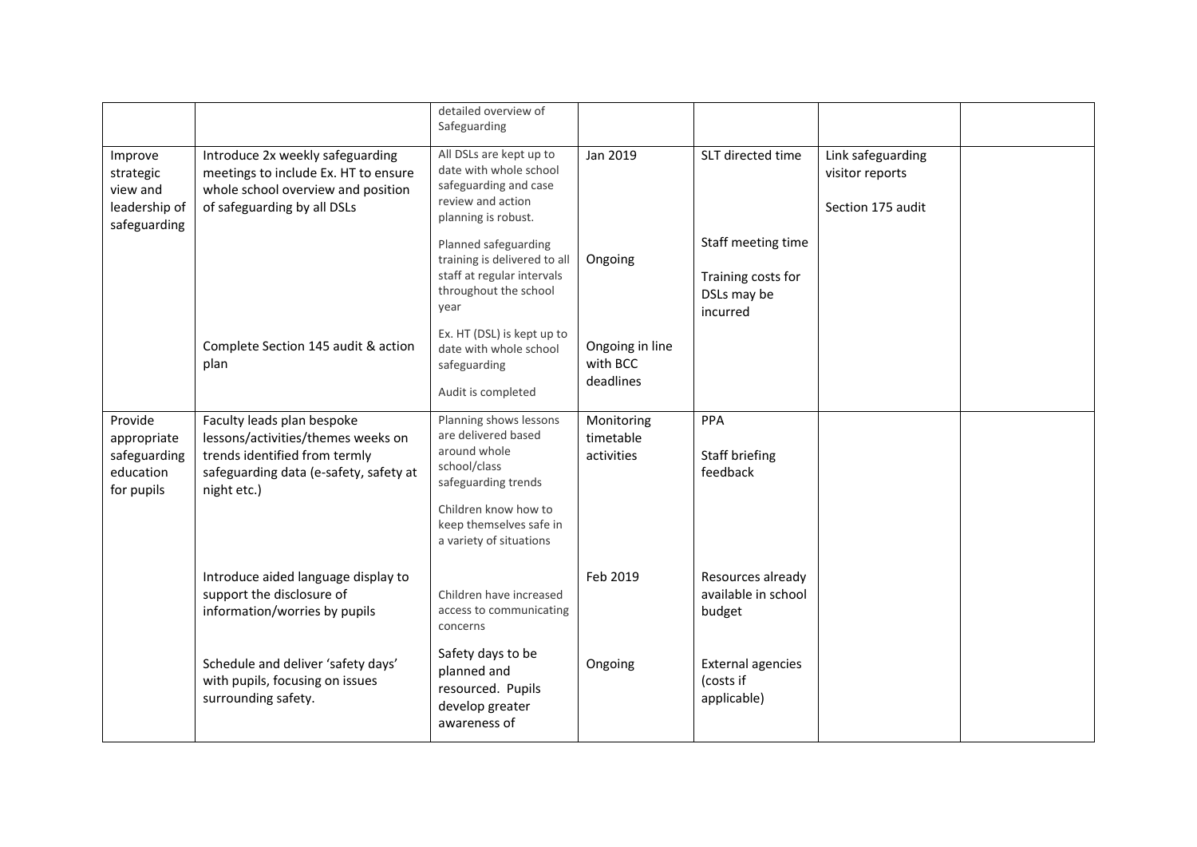| | | | | | | |
|---|---|---|---|---|---|---|
| | | detailed overview of Safeguarding | | | | |
| Improve strategic view and leadership of safeguarding | Introduce 2x weekly safeguarding meetings to include Ex. HT to ensure whole school overview and position of safeguarding by all DSLs | All DSLs are kept up to date with whole school safeguarding and case review and action planning is robust.<br><br>Planned safeguarding training is delivered to all staff at regular intervals throughout the school year | Jan 2019<br><br>Ongoing | SLT directed time<br><br>Staff meeting time<br><br>Training costs for DSLs may be incurred | Link safeguarding visitor reports<br><br>Section 175 audit | |
| | Complete Section 145 audit & action plan | Ex. HT (DSL) is kept up to date with whole school safeguarding<br><br>Audit is completed | Ongoing in line with BCC deadlines | | | |
| Provide appropriate safeguarding education for pupils | Faculty leads plan bespoke lessons/activities/themes weeks on trends identified from termly safeguarding data (e-safety, safety at night etc.) | Planning shows lessons are delivered based around whole school/class safeguarding trends<br><br>Children know how to keep themselves safe in a variety of situations | Monitoring timetable activities | PPA<br><br>Staff briefing feedback | | |
| | Introduce aided language display to support the disclosure of information/worries by pupils | Children have increased access to communicating concerns | Feb 2019 | Resources already available in school budget | | |
| | Schedule and deliver 'safety days' with pupils, focusing on issues surrounding safety. | Safety days to be planned and resourced. Pupils develop greater awareness of | Ongoing | External agencies (costs if applicable) | | |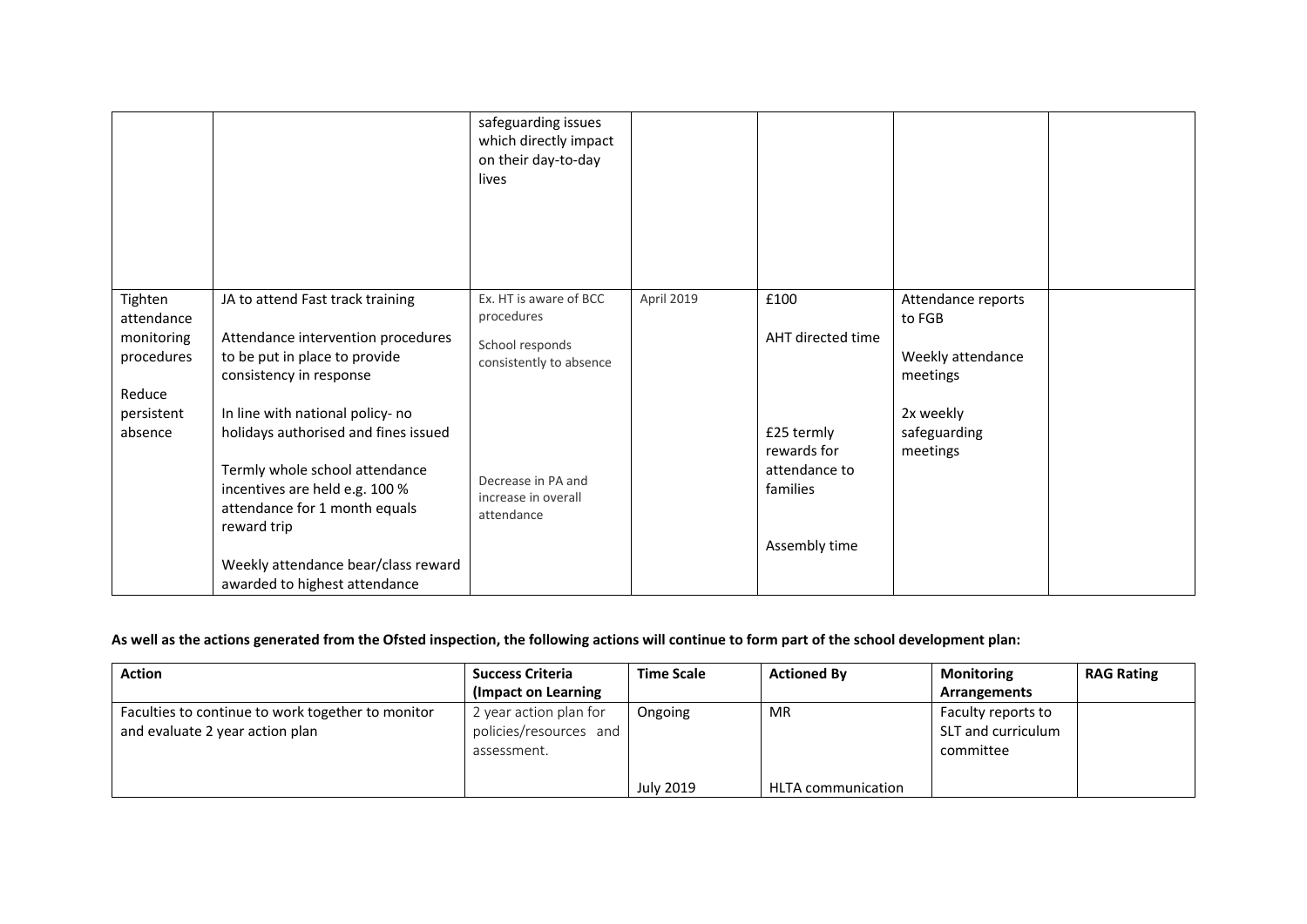| | | | | | | |
|---|---|---|---|---|---|---|
| | | safeguarding issues which directly impact on their day-to-day lives | | | | |
| Tighten attendance monitoring procedures<br><br>Reduce persistent absence | JA to attend Fast track training<br><br>Attendance intervention procedures to be put in place to provide consistency in response<br><br>In line with national policy- no holidays authorised and fines issued<br><br>Termly whole school attendance incentives are held e.g. 100 % attendance for 1 month equals reward trip<br><br>Weekly attendance bear/class reward awarded to highest attendance | Ex. HT is aware of BCC procedures<br><br>School responds consistently to absence<br><br>Decrease in PA and increase in overall attendance | April 2019 | £100<br><br>AHT directed time<br><br>£25 termly rewards for attendance to families<br><br>Assembly time | Attendance reports to FGB<br><br>Weekly attendance meetings<br><br>2x weekly safeguarding meetings | |

**As well as the actions generated from the Ofsted inspection, the following actions will continue to form part of the school development plan:**

| Action | Success Criteria (Impact on Learning | Time Scale | Actioned By | Monitoring Arrangements | RAG Rating |
|---|---|---|---|---|---|
| Faculties to continue to work together to monitor and evaluate 2 year action plan | 2 year action plan for policies/resources and assessment. | Ongoing<br><br>July 2019 | MR<br><br>HLTA communication | Faculty reports to SLT and curriculum committee | |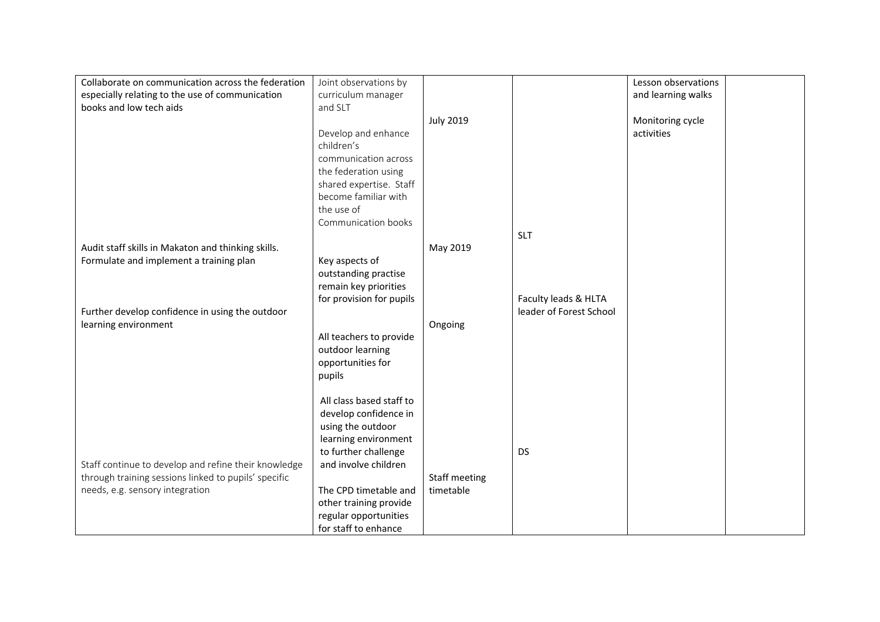| | | | | | |
|---|---|---|---|---|---|
| Collaborate on communication across the federation especially relating to the use of communication books and low tech aids | Joint observations by curriculum manager and SLT<br><br>Develop and enhance children's communication across the federation using shared expertise. Staff become familiar with the use of Communication books | July 2019 | SLT | Lesson observations and learning walks<br><br>Monitoring cycle activities | |
| Audit staff skills in Makaton and thinking skills. Formulate and implement a training plan | Key aspects of outstanding practise remain key priorities for provision for pupils | May 2019 | Faculty leads & HLTA leader of Forest School | | |
| Further develop confidence in using the outdoor learning environment | All teachers to provide outdoor learning opportunities for pupils<br><br>All class based staff to develop confidence in using the outdoor learning environment to further challenge and involve children | Ongoing | DS | | |
| Staff continue to develop and refine their knowledge through training sessions linked to pupils' specific needs, e.g. sensory integration | The CPD timetable and other training provide regular opportunities for staff to enhance | Staff meeting timetable | | | |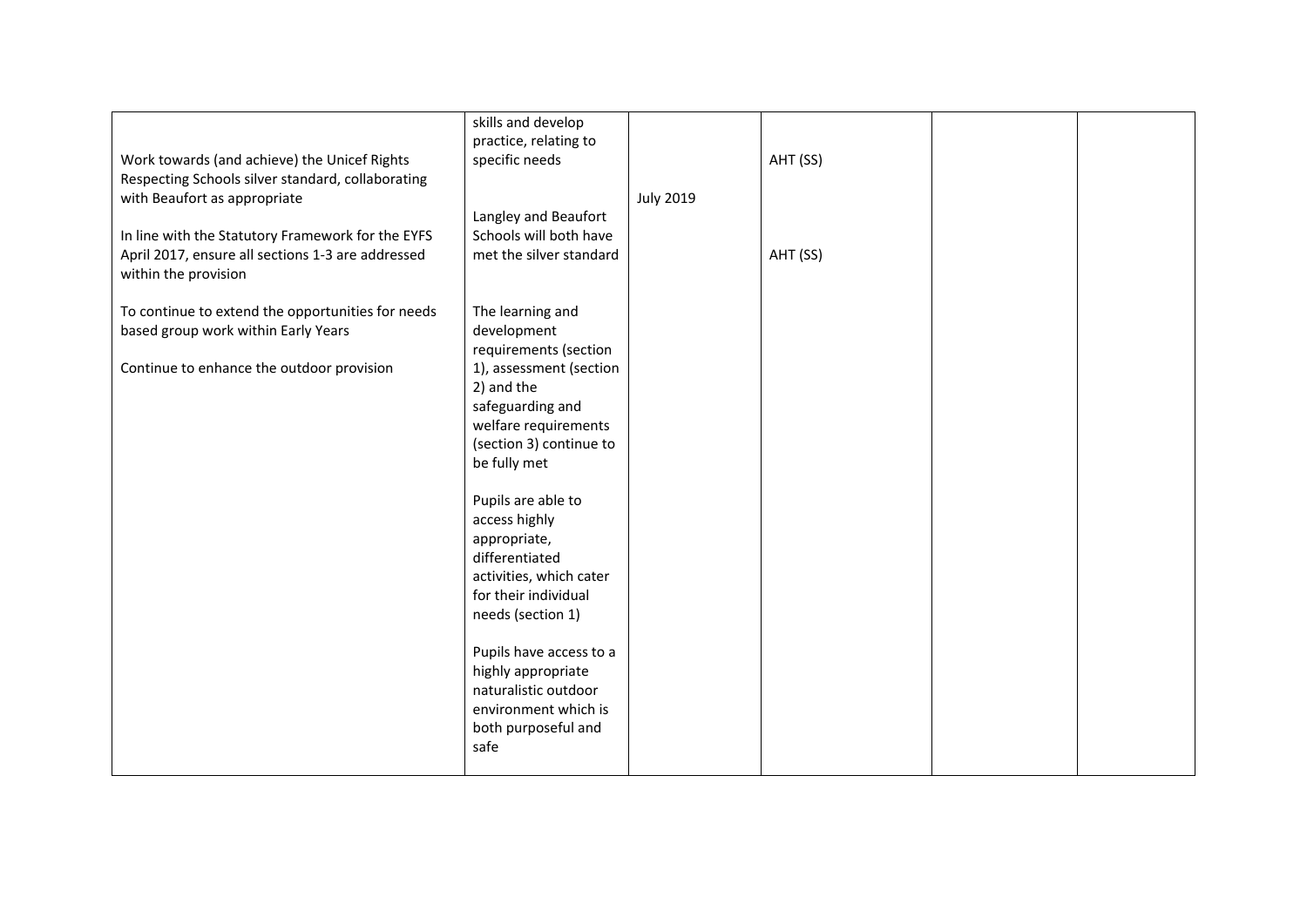| | | | | | |
|---|---|---|---|---|---|
| Work towards (and achieve) the Unicef Rights Respecting Schools silver standard, collaborating with Beaufort as appropriate<br><br>In line with the Statutory Framework for the EYFS April 2017, ensure all sections 1-3 are addressed within the provision<br><br>To continue to extend the opportunities for needs based group work within Early Years<br><br>Continue to enhance the outdoor provision | skills and develop practice, relating to specific needs<br><br>Langley and Beaufort Schools will both have met the silver standard<br><br>The learning and development requirements (section 1), assessment (section 2) and the safeguarding and welfare requirements (section 3) continue to be fully met<br><br>Pupils are able to access highly appropriate, differentiated activities, which cater for their individual needs (section 1)<br><br>Pupils have access to a highly appropriate naturalistic outdoor environment which is both purposeful and safe | July 2019 | AHT (SS)<br><br>AHT (SS) | | |